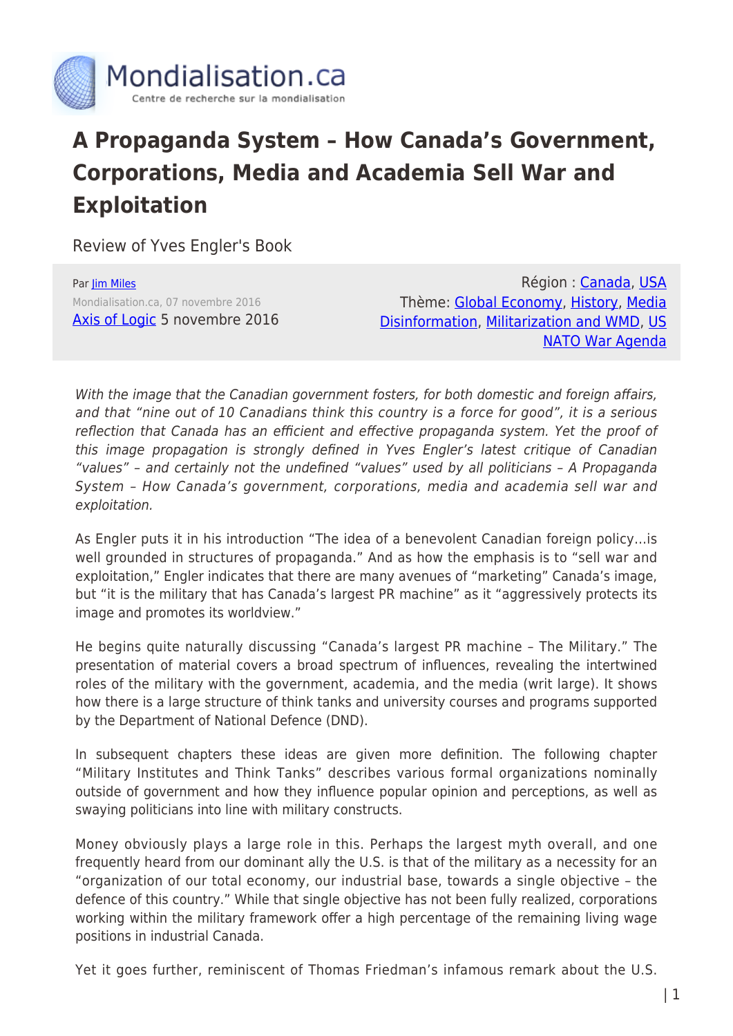Mondialisation.ca

Centre de recherche sur la mondialisation

# A Propaganda System – How Canada's Government, Corporations, Media and Academia Sell War and Exploitation

Review of Yves Engler's Book

Par Jim Miles

Mondialisation.ca, 07 novembre 2016

Axis of Logic 5 novembre 2016

Région : Canada, USA

Thème: Global Economy, History, Media Disinformation, Militarization and WMD, US NATO War Agenda

*With the image that the Canadian government fosters, for both domestic and foreign affairs, and that "nine out of 10 Canadians think this country is a force for good", it is a serious reflection that Canada has an efficient and effective propaganda system. Yet the proof of this image propagation is strongly defined in Yves Engler's latest critique of Canadian "values" – and certainly not the undefined "values" used by all politicians – A Propaganda System – How Canada's government, corporations, media and academia sell war and exploitation.*

As Engler puts it in his introduction "The idea of a benevolent Canadian foreign policy…is well grounded in structures of propaganda." And as how the emphasis is to "sell war and exploitation," Engler indicates that there are many avenues of "marketing" Canada's image, but "it is the military that has Canada's largest PR machine" as it "aggressively protects its image and promotes its worldview."

He begins quite naturally discussing "Canada's largest PR machine – The Military." The presentation of material covers a broad spectrum of influences, revealing the intertwined roles of the military with the government, academia, and the media (writ large). It shows how there is a large structure of think tanks and university courses and programs supported by the Department of National Defence (DND).

In subsequent chapters these ideas are given more definition. The following chapter "Military Institutes and Think Tanks" describes various formal organizations nominally outside of government and how they influence popular opinion and perceptions, as well as swaying politicians into line with military constructs.

Money obviously plays a large role in this. Perhaps the largest myth overall, and one frequently heard from our dominant ally the U.S. is that of the military as a necessity for an "organization of our total economy, our industrial base, towards a single objective – the defence of this country." While that single objective has not been fully realized, corporations working within the military framework offer a high percentage of the remaining living wage positions in industrial Canada.

Yet it goes further, reminiscent of Thomas Friedman's infamous remark about the U.S.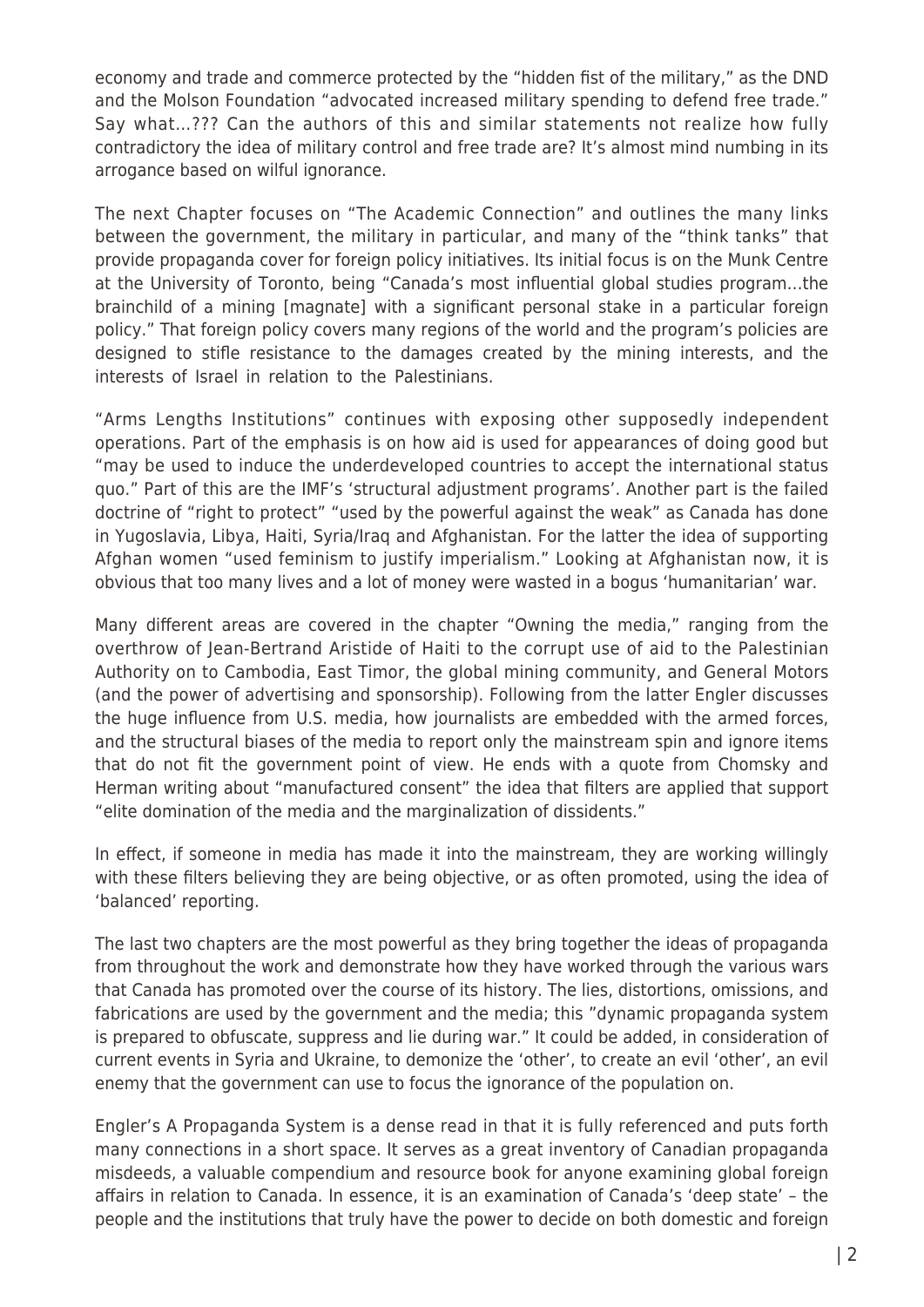economy and trade and commerce protected by the "hidden fist of the military," as the DND and the Molson Foundation "advocated increased military spending to defend free trade." Say what…??? Can the authors of this and similar statements not realize how fully contradictory the idea of military control and free trade are? It's almost mind numbing in its arrogance based on wilful ignorance.

The next Chapter focuses on "The Academic Connection" and outlines the many links between the government, the military in particular, and many of the "think tanks" that provide propaganda cover for foreign policy initiatives. Its initial focus is on the Munk Centre at the University of Toronto, being "Canada's most influential global studies program…the brainchild of a mining [magnate] with a significant personal stake in a particular foreign policy." That foreign policy covers many regions of the world and the program's policies are designed to stifle resistance to the damages created by the mining interests, and the interests of Israel in relation to the Palestinians.

"Arms Lengths Institutions" continues with exposing other supposedly independent operations. Part of the emphasis is on how aid is used for appearances of doing good but "may be used to induce the underdeveloped countries to accept the international status quo." Part of this are the IMF's 'structural adjustment programs'. Another part is the failed doctrine of "right to protect" "used by the powerful against the weak" as Canada has done in Yugoslavia, Libya, Haiti, Syria/Iraq and Afghanistan. For the latter the idea of supporting Afghan women "used feminism to justify imperialism." Looking at Afghanistan now, it is obvious that too many lives and a lot of money were wasted in a bogus 'humanitarian' war.

Many different areas are covered in the chapter "Owning the media," ranging from the overthrow of Jean-Bertrand Aristide of Haiti to the corrupt use of aid to the Palestinian Authority on to Cambodia, East Timor, the global mining community, and General Motors (and the power of advertising and sponsorship). Following from the latter Engler discusses the huge influence from U.S. media, how journalists are embedded with the armed forces, and the structural biases of the media to report only the mainstream spin and ignore items that do not fit the government point of view. He ends with a quote from Chomsky and Herman writing about "manufactured consent" the idea that filters are applied that support "elite domination of the media and the marginalization of dissidents."

In effect, if someone in media has made it into the mainstream, they are working willingly with these filters believing they are being objective, or as often promoted, using the idea of 'balanced' reporting.

The last two chapters are the most powerful as they bring together the ideas of propaganda from throughout the work and demonstrate how they have worked through the various wars that Canada has promoted over the course of its history. The lies, distortions, omissions, and fabrications are used by the government and the media; this "dynamic propaganda system is prepared to obfuscate, suppress and lie during war." It could be added, in consideration of current events in Syria and Ukraine, to demonize the 'other', to create an evil 'other', an evil enemy that the government can use to focus the ignorance of the population on.

Engler's A Propaganda System is a dense read in that it is fully referenced and puts forth many connections in a short space. It serves as a great inventory of Canadian propaganda misdeeds, a valuable compendium and resource book for anyone examining global foreign affairs in relation to Canada. In essence, it is an examination of Canada's 'deep state' – the people and the institutions that truly have the power to decide on both domestic and foreign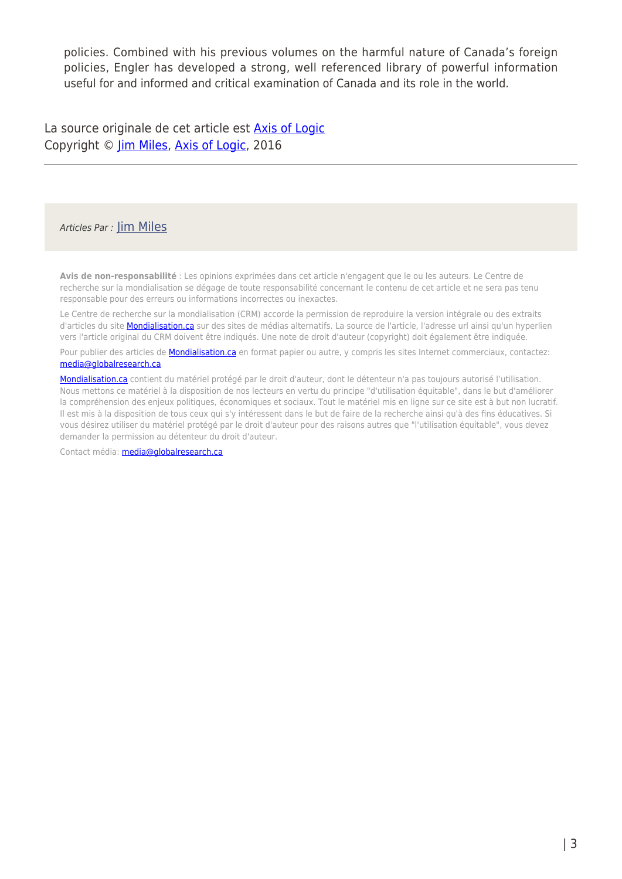policies. Combined with his previous volumes on the harmful nature of Canada's foreign policies, Engler has developed a strong, well referenced library of powerful information useful for and informed and critical examination of Canada and its role in the world.

La source originale de cet article est [Axis of Logic](#)
Copyright © [Jim Miles](#), [Axis of Logic](#), 2016

---

*Articles Par :* [Jim Miles](#)

**Avis de non-responsabilité** : Les opinions exprimées dans cet article n'engagent que le ou les auteurs. Le Centre de recherche sur la mondialisation se dégage de toute responsabilité concernant le contenu de cet article et ne sera pas tenu responsable pour des erreurs ou informations incorrectes ou inexactes.

Le Centre de recherche sur la mondialisation (CRM) accorde la permission de reproduire la version intégrale ou des extraits d'articles du site [Mondialisation.ca](#) sur des sites de médias alternatifs. La source de l'article, l'adresse url ainsi qu'un hyperlien vers l'article original du CRM doivent être indiqués. Une note de droit d'auteur (copyright) doit également être indiquée.

Pour publier des articles de [Mondialisation.ca](#) en format papier ou autre, y compris les sites Internet commerciaux, contactez: [media@globalresearch.ca](#)

[Mondialisation.ca](#) contient du matériel protégé par le droit d'auteur, dont le détenteur n'a pas toujours autorisé l'utilisation. Nous mettons ce matériel à la disposition de nos lecteurs en vertu du principe "d'utilisation équitable", dans le but d'améliorer la compréhension des enjeux politiques, économiques et sociaux. Tout le matériel mis en ligne sur ce site est à but non lucratif. Il est mis à la disposition de tous ceux qui s'y intéressent dans le but de faire de la recherche ainsi qu'à des fins éducatives. Si vous désirez utiliser du matériel protégé par le droit d'auteur pour des raisons autres que "l'utilisation équitable", vous devez demander la permission au détenteur du droit d'auteur.

Contact média: [media@globalresearch.ca](#)